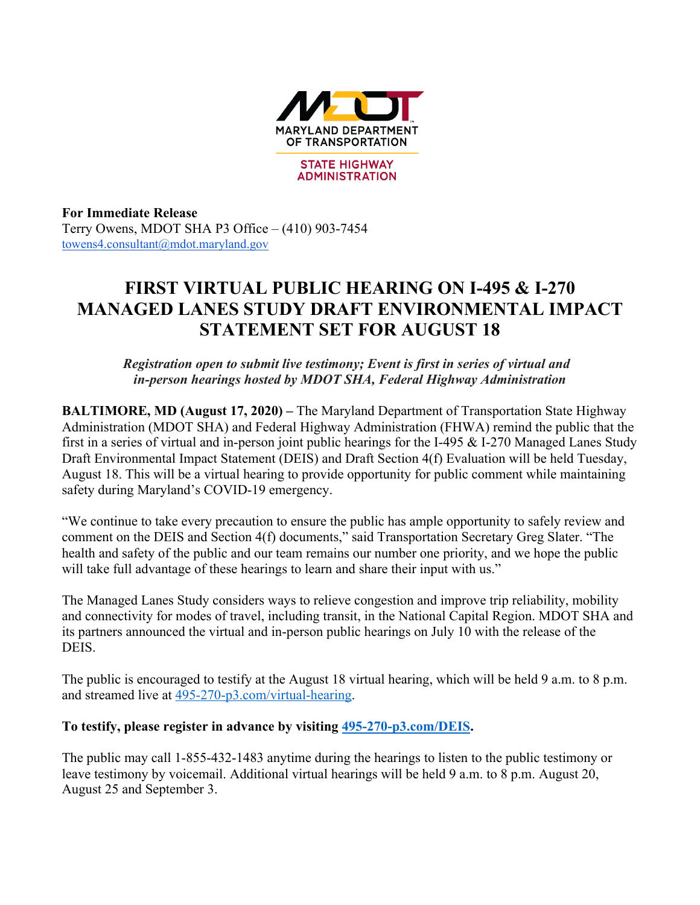MARYLAND DEPARTMENT OF TRANSPORTATION

STATE HIGHWAY ADMINISTRATION

**For Immediate Release**
Terry Owens, MDOT SHA P3 Office – (410) 903-7454
towens4.consultant@mdot.maryland.gov

# FIRST VIRTUAL PUBLIC HEARING ON I-495 & I-270 MANAGED LANES STUDY DRAFT ENVIRONMENTAL IMPACT STATEMENT SET FOR AUGUST 18

***Registration open to submit live testimony; Event is first in series of virtual and in-person hearings hosted by MDOT SHA, Federal Highway Administration***

**BALTIMORE, MD (August 17, 2020) –** The Maryland Department of Transportation State Highway Administration (MDOT SHA) and Federal Highway Administration (FHWA) remind the public that the first in a series of virtual and in-person joint public hearings for the I-495 & I-270 Managed Lanes Study Draft Environmental Impact Statement (DEIS) and Draft Section 4(f) Evaluation will be held Tuesday, August 18. This will be a virtual hearing to provide opportunity for public comment while maintaining safety during Maryland's COVID-19 emergency.

"We continue to take every precaution to ensure the public has ample opportunity to safely review and comment on the DEIS and Section 4(f) documents," said Transportation Secretary Greg Slater. "The health and safety of the public and our team remains our number one priority, and we hope the public will take full advantage of these hearings to learn and share their input with us."

The Managed Lanes Study considers ways to relieve congestion and improve trip reliability, mobility and connectivity for modes of travel, including transit, in the National Capital Region. MDOT SHA and its partners announced the virtual and in-person public hearings on July 10 with the release of the DEIS.

The public is encouraged to testify at the August 18 virtual hearing, which will be held 9 a.m. to 8 p.m. and streamed live at 495-270-p3.com/virtual-hearing.

**To testify, please register in advance by visiting 495-270-p3.com/DEIS.**

The public may call 1-855-432-1483 anytime during the hearings to listen to the public testimony or leave testimony by voicemail. Additional virtual hearings will be held 9 a.m. to 8 p.m. August 20, August 25 and September 3.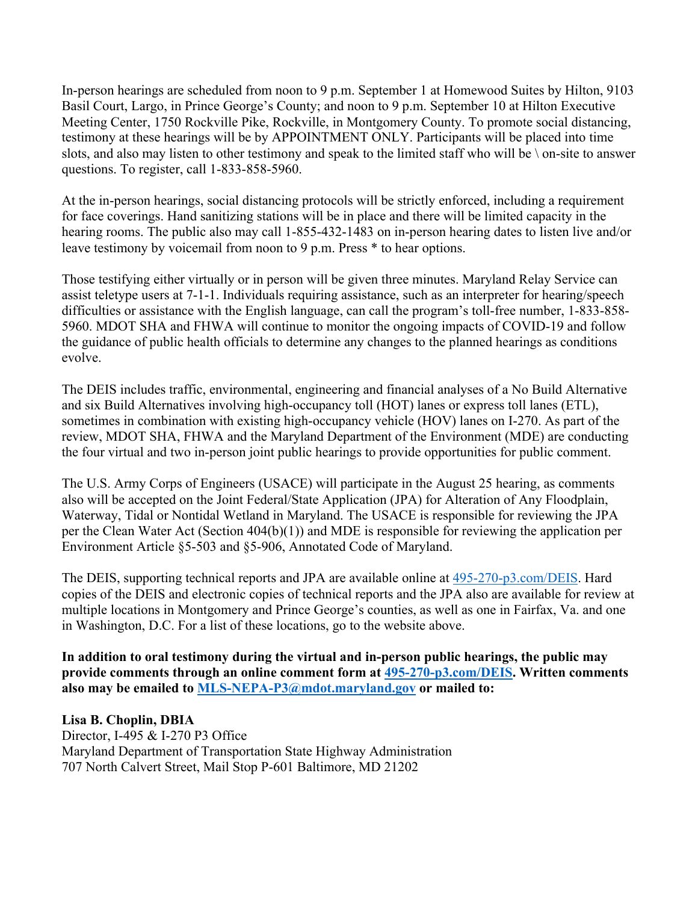In-person hearings are scheduled from noon to 9 p.m. September 1 at Homewood Suites by Hilton, 9103 Basil Court, Largo, in Prince George's County; and noon to 9 p.m. September 10 at Hilton Executive Meeting Center, 1750 Rockville Pike, Rockville, in Montgomery County. To promote social distancing, testimony at these hearings will be by APPOINTMENT ONLY. Participants will be placed into time slots, and also may listen to other testimony and speak to the limited staff who will be \ on-site to answer questions. To register, call 1-833-858-5960.

At the in-person hearings, social distancing protocols will be strictly enforced, including a requirement for face coverings. Hand sanitizing stations will be in place and there will be limited capacity in the hearing rooms. The public also may call 1-855-432-1483 on in-person hearing dates to listen live and/or leave testimony by voicemail from noon to 9 p.m. Press * to hear options.

Those testifying either virtually or in person will be given three minutes. Maryland Relay Service can assist teletype users at 7-1-1. Individuals requiring assistance, such as an interpreter for hearing/speech difficulties or assistance with the English language, can call the program's toll-free number, 1-833-858-5960. MDOT SHA and FHWA will continue to monitor the ongoing impacts of COVID-19 and follow the guidance of public health officials to determine any changes to the planned hearings as conditions evolve.

The DEIS includes traffic, environmental, engineering and financial analyses of a No Build Alternative and six Build Alternatives involving high-occupancy toll (HOT) lanes or express toll lanes (ETL), sometimes in combination with existing high-occupancy vehicle (HOV) lanes on I-270. As part of the review, MDOT SHA, FHWA and the Maryland Department of the Environment (MDE) are conducting the four virtual and two in-person joint public hearings to provide opportunities for public comment.

The U.S. Army Corps of Engineers (USACE) will participate in the August 25 hearing, as comments also will be accepted on the Joint Federal/State Application (JPA) for Alteration of Any Floodplain, Waterway, Tidal or Nontidal Wetland in Maryland. The USACE is responsible for reviewing the JPA per the Clean Water Act (Section 404(b)(1)) and MDE is responsible for reviewing the application per Environment Article §5-503 and §5-906, Annotated Code of Maryland.

The DEIS, supporting technical reports and JPA are available online at [495-270-p3.com/DEIS](495-270-p3.com/DEIS). Hard copies of the DEIS and electronic copies of technical reports and the JPA also are available for review at multiple locations in Montgomery and Prince George's counties, as well as one in Fairfax, Va. and one in Washington, D.C. For a list of these locations, go to the website above.

**In addition to oral testimony during the virtual and in-person public hearings, the public may provide comments through an online comment form at [495-270-p3.com/DEIS](495-270-p3.com/DEIS). Written comments also may be emailed to [MLS-NEPA-P3@mdot.maryland.gov](mailto:MLS-NEPA-P3@mdot.maryland.gov) or mailed to:**

**Lisa B. Choplin, DBIA**
Director, I-495 & I-270 P3 Office
Maryland Department of Transportation State Highway Administration
707 North Calvert Street, Mail Stop P-601 Baltimore, MD 21202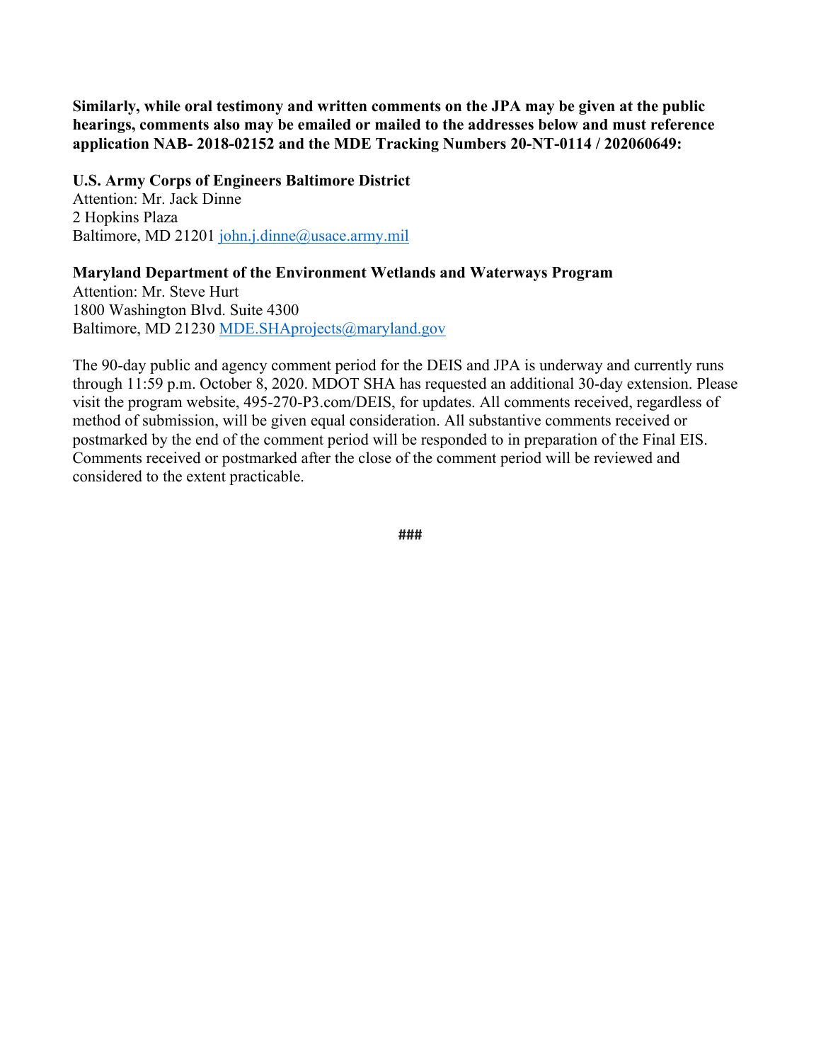**Similarly, while oral testimony and written comments on the JPA may be given at the public hearings, comments also may be emailed or mailed to the addresses below and must reference application NAB- 2018-02152 and the MDE Tracking Numbers 20-NT-0114 / 202060649:**

**U.S. Army Corps of Engineers Baltimore District**
Attention: Mr. Jack Dinne
2 Hopkins Plaza
Baltimore, MD 21201 john.j.dinne@usace.army.mil

**Maryland Department of the Environment Wetlands and Waterways Program**
Attention: Mr. Steve Hurt
1800 Washington Blvd. Suite 4300
Baltimore, MD 21230 MDE.SHAprojects@maryland.gov

The 90-day public and agency comment period for the DEIS and JPA is underway and currently runs through 11:59 p.m. October 8, 2020. MDOT SHA has requested an additional 30-day extension. Please visit the program website, 495-270-P3.com/DEIS, for updates. All comments received, regardless of method of submission, will be given equal consideration. All substantive comments received or postmarked by the end of the comment period will be responded to in preparation of the Final EIS. Comments received or postmarked after the close of the comment period will be reviewed and considered to the extent practicable.

###